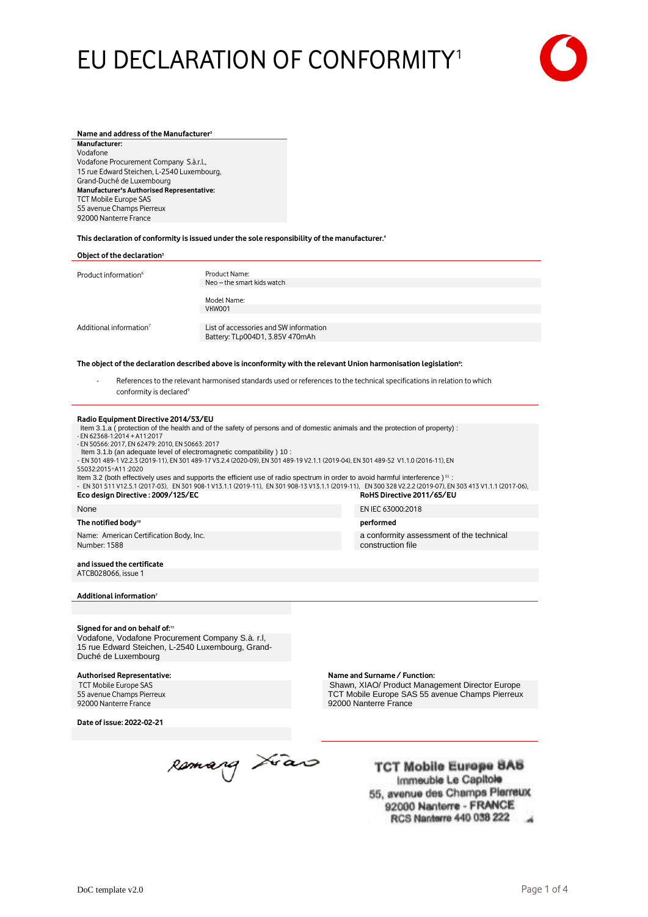# EU DECLARATION OF CONFORMITY[1]

**Name and address of the Manufacturer**[3]

**Manufacturer:**
Vodafone
Vodafone Procurement Company S.à.r.L.,
15 rue Edward Steichen, L-2540 Luxembourg,
Grand-Duché de Luxembourg
**Manufacturer's Authorised Representative:**
TCT Mobile Europe SAS
55 avenue Champs Pierreux
92000 Nanterre France

**This declaration of conformity is issued under the sole responsibility of the manufacturer.**[4]

**Object of the declaration**[5]

| | |
|---|---|
| Product information[6] | Product Name:<br>Neo – the smart kids watch<br><br>Model Name:<br>VKW001 |
| Additional information[7] | List of accessories and SW information<br>Battery: TLp004D1, 3.85V 470mAh |

**The object of the declaration described above is inconformity with the relevant Union harmonisation legislation**[8]**:**

- References to the relevant harmonised standards used or references to the technical specifications in relation to which conformity is declared[9]

**Radio Equipment Directive 2014/53/EU**

Item 3.1.a ( protection of the health and of the safety of persons and of domestic animals and the protection of property) :
- EN 62368-1:2014 + A11:2017
- EN 50566: 2017, EN 62479: 2010, EN 50663: 2017

Item 3.1.b (an adequate level of electromagnetic compatibility ) 10 :
- EN 301 489-1 V2.2.3 (2019-11), EN 301 489-17 V3.2.4 (2020-09), EN 301 489-19 V2.1.1 (2019-04), EN 301 489-52 V1.1.0 (2016-11), EN 55032:2015+A11 :2020

Item 3.2 (both effectively uses and supports the efficient use of radio spectrum in order to avoid harmful interference ) [11] :
- EN 301 511 V12.5.1 (2017-03), EN 301 908-1 V13.1.1 (2019-11), EN 301 908-13 V13.1.1 (2019-11), EN 300 328 V2.2.2 (2019-07), EN 303 413 V1.1.1 (2017-06),

**Eco design Directive : 2009/125/EC**

None

**RoHS Directive 2011/65/EU**

EN IEC 63000:2018

**The notified body**[10]

Name: American Certification Body, Inc.
Number: 1588

**performed**

a conformity assessment of the technical construction file

**and issued the certificate**

ATCB028066, issue 1

**Additional information**[7]

**Signed for and on behalf of:**[11]
Vodafone, Vodafone Procurement Company S.à. r.l,
15 rue Edward Steichen, L-2540 Luxembourg, Grand-Duché de Luxembourg

**Authorised Representative:**
TCT Mobile Europe SAS
55 avenue Champs Pierreux
92000 Nanterre France

**Name and Surname / Function:**
Shawn, XIAO/ Product Management Director Europe
TCT Mobile Europe SAS 55 avenue Champs Pierreux
92000 Nanterre France

**Date of issue: 2022-02-21**

TCT Mobile Europe SAS
Immeuble Le Capitole
55, avenue des Champs Pierreux
92000 Nanterre - FRANCE
RCS Nanterre 440 038 222

DoC template v2.0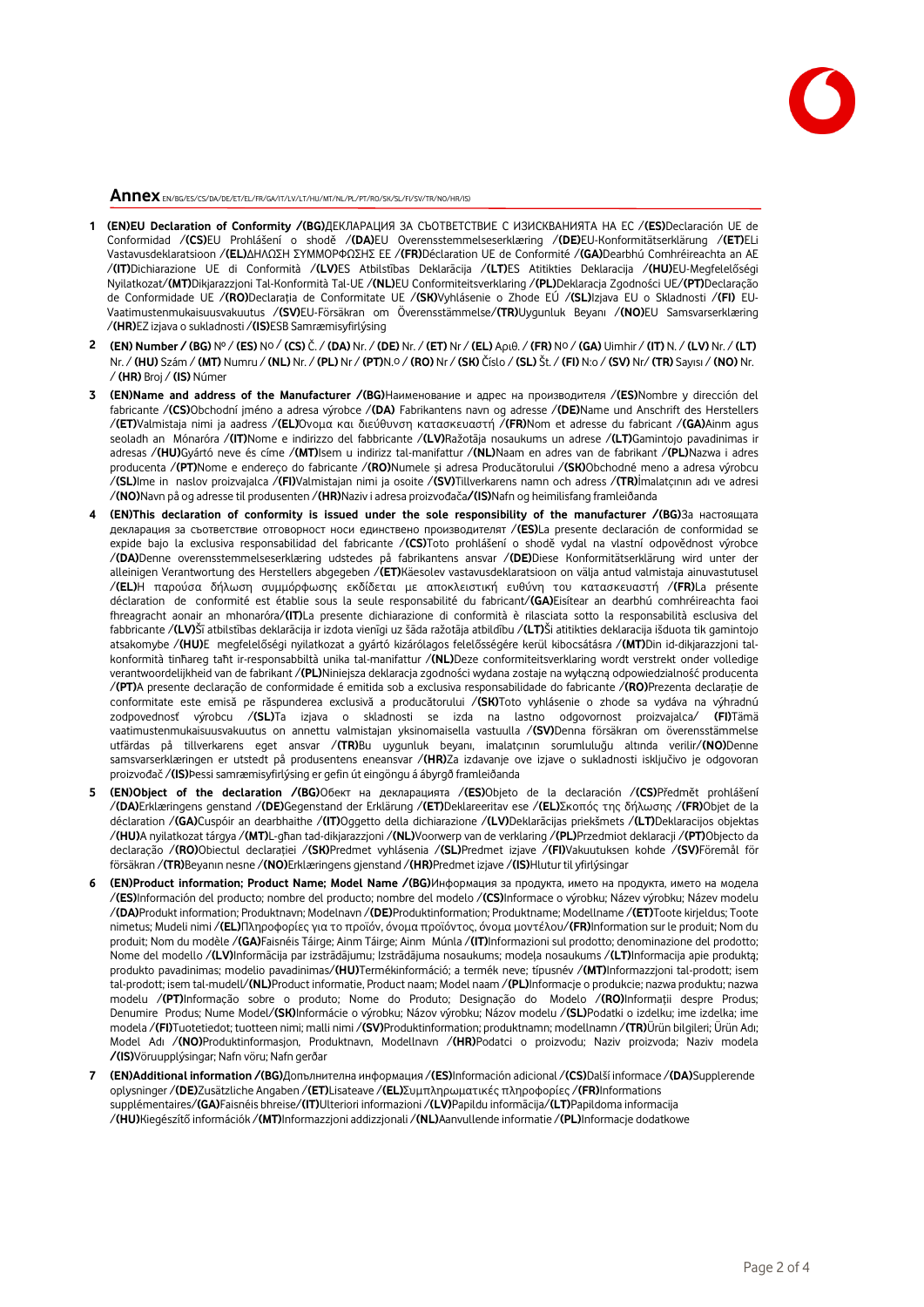## Annex EN/BG/ES/CS/DA/DE/ET/EL/FR/GA/IT/LV/LT/HU/MT/NL/PL/PT/RO/SK/SL/FI/SV/TR/NO/HR/IS

1. **(EN)EU Declaration of Conformity /(BG)**ДЕКЛАРАЦИЯ ЗА СЪОТВЕТСТВИЕ С ИЗИСКВАНИЯТА НА ЕС /**(ES)**Declaración UE de Conformidad /**(CS)**EU Prohlášení o shodě /**(DA)**EU Overensstemmelseserklæring /**(DE)**EU-Konformitätserklärung /**(ET)**ELi Vastavusdeklaratsioon /**(EL)**ΔΗΛΩΣΗ ΣΥΜΜΟΡΦΩΣΗΣ ΕΕ /**(FR)**Déclaration UE de Conformité /**(GA)**Dearbhú Comhréireachta an AE /**(IT)**Dichiarazione UE di Conformità /**(LV)**ES Atbilstības Deklarācija /**(LT)**ES Atitikties Deklaracija /**(HU)**EU-Megfelelőségi Nyilatkozat/**(MT)**Dikjarazzjoni Tal-Konformità Tal-UE /**(NL)**EU Conformiteitsverklaring /**(PL)**Deklaracja Zgodności UE/**(PT)**Declaração de Conformidade UE /**(RO)**Declarația de Conformitate UE /**(SK)**Vyhlásenie o Zhode EÚ /**(SL)**Izjava EU o Skladnosti /**(FI)** EU-Vaatimustenmukaisuusvakuutus /**(SV)**EU-Försäkran om Överensstämmelse/**(TR)**Uygunluk Beyanı /**(NO)**EU Samsvarserklæring /**(HR)**EZ izjava o sukladnosti /**(IS)**ESB Samræmisyfirlýsing

2. **(EN) Number / (BG)** Nº / **(ES)** Nº / **(CS)** Č. / **(DA)** Nr. / **(DE)** Nr. / **(ET)** Nr / **(EL)** Αριθ. / **(FR)** Nº / **(GA)** Uimhir / **(IT)** N. / **(LV)** Nr. / **(LT)** Nr. / **(HU)** Szám / **(MT)** Numru / **(NL)** Nr. / **(PL)** Nr / **(PT)**N.º / **(RO)** Nr / **(SK)** Číslo / **(SL)** Št. / **(FI)** N:o / **(SV)** Nr/ **(TR)** Sayısı / **(NO)** Nr. / **(HR)** Broj / **(IS)** Númer

3. **(EN)Name and address of the Manufacturer /(BG)**Наименование и адрес на производителя /**(ES)**Nombre y dirección del fabricante /**(CS)**Obchodní jméno a adresa výrobce /**(DA)** Fabrikantens navn og adresse /**(DE)**Name und Anschrift des Herstellers /**(ET)**Valmistaja nimi ja aadress /**(EL)**Όνομα και διεύθυνση κατασκευαστή /**(FR)**Nom et adresse du fabricant /**(GA)**Ainm agus seoladh an Mónaróra /**(IT)**Nome e indirizzo del fabbricante /**(LV)**Ražotāja nosaukums un adrese /**(LT)**Gamintojo pavadinimas ir adresas /**(HU)**Gyártó neve és címe /**(MT)**Isem u indirizz tal-manifattur /**(NL)**Naam en adres van de fabrikant /**(PL)**Nazwa i adres producenta /**(PT)**Nome e endereço do fabricante /**(RO)**Numele și adresa Producătorului /**(SK)**Obchodné meno a adresa výrobcu /**(SL)**Ime in naslov proizvajalca /**(FI)**Valmistajan nimi ja osoite /**(SV)**Tillverkarens namn och adress /**(TR)**İmalatçının adı ve adresi /**(NO)**Navn på og adresse til produsenten /**(HR)**Naziv i adresa proizvođača**/(IS)**Nafn og heimilisfang framleiðanda

4. **(EN)This declaration of conformity is issued under the sole responsibility of the manufacturer /(BG)**За настоящата декларация за съответствие отговорност носи единствено производителят /**(ES)**La presente declaración de conformidad se expide bajo la exclusiva responsabilidad del fabricante /**(CS)**Toto prohlášení o shodě vydal na vlastní odpovědnost výrobce /**(DA)**Denne overensstemmelseserklæring udstedes på fabrikantens ansvar /**(DE)**Diese Konformitätserklärung wird unter der alleinigen Verantwortung des Herstellers abgegeben /**(ET)**Käesolev vastavusdeklaratsioon on välja antud valmistaja ainuvastutusel /**(EL)**Η παρούσα δήλωση συμμόρφωσης εκδίδεται με αποκλειστική ευθύνη του κατασκευαστή /**(FR)**La présente déclaration de conformité est établie sous la seule responsabilité du fabricant/**(GA)**Eisítear an dearbhú comhréireachta faoi fhreagracht aonair an mhonaróra/**(IT)**La presente dichiarazione di conformità è rilasciata sotto la responsabilità esclusiva del fabbricante /**(LV)**Šī atbilstības deklarācija ir izdota vienīgi uz šāda ražotāja atbildību /**(LT)**Ši atitikties deklaracija išduota tik gamintojo atsakomybe /**(HU)**E megfelelőségi nyilatkozat a gyártó kizárólagos felelősségére kerül kibocsátásra /**(MT)**Din id-dikjarazzjoni tal-konformità tinħareg taħt ir-responsabbiltà unika tal-manifattur /**(NL)**Deze conformiteitsverklaring wordt verstrekt onder volledige verantwoordelijkheid van de fabrikant /**(PL)**Niniejsza deklaracja zgodności wydana zostaje na wyłączną odpowiedzialność producenta /**(PT)**A presente declaração de conformidade é emitida sob a exclusiva responsabilidade do fabricante /**(RO)**Prezenta declarație de conformitate este emisă pe răspunderea exclusivă a producătorului /**(SK)**Toto vyhlásenie o zhode sa vydáva na výhradnú zodpovednosť výrobcu /**(SL)**Ta izjava o skladnosti se izda na lastno odgovornost proizvajalca/ **(FI)**Tämä vaatimustenmukaisuusvakuutus on annettu valmistajan yksinomaisella vastuulla /**(SV)**Denna försäkran om överensstämmelse utfärdas på tillverkarens eget ansvar /**(TR)**Bu uygunluk beyanı, imalatçının sorumluluğu altında verilir/**(NO)**Denne samsvarserklæringen er utstedt på produsentens eneansvar /**(HR)**Za izdavanje ove izjave o sukladnosti isključivo je odgovoran proizvođač /**(IS)**Þessi samræmisyfirlýsing er gefin út eingöngu á ábyrgð framleiðanda

5. **(EN)Object of the declaration /(BG)**Обект на декларацията /**(ES)**Objeto de la declaración /**(CS)**Předmět prohlášení /**(DA)**Erklæringens genstand /**(DE)**Gegenstand der Erklärung /**(ET)**Deklareeritav ese /**(EL)**Σκοπός της δήλωσης /**(FR)**Objet de la déclaration /**(GA)**Cuspóir an dearbhaithe /**(IT)**Oggetto della dichiarazione /**(LV)**Deklarācijas priekšmets /**(LT)**Deklaracijos objektas /**(HU)**A nyilatkozat tárgya /**(MT)**L-għan tad-dikjarazzjoni /**(NL)**Voorwerp van de verklaring /**(PL)**Przedmiot deklaracji /**(PT)**Objecto da declaração /**(RO)**Obiectul declarației /**(SK)**Predmet vyhlásenia /**(SL)**Predmet izjave /**(FI)**Vakuutuksen kohde /**(SV)**Föremål för försäkran /**(TR)**Beyanın nesne /**(NO)**Erklæringens gjenstand /**(HR)**Predmet izjave /**(IS)**Hlutur til yfirlýsingar

6. **(EN)Product information; Product Name; Model Name /(BG)**Информация за продукта, името на продукта, името на модела /**(ES)**Información del producto; nombre del producto; nombre del modelo /**(CS)**Informace o výrobku; Název výrobku; Název modelu /**(DA)**Produkt information; Produktnavn; Modelnavn /**(DE)**Produktinformation; Produktname; Modellname /**(ET)**Toote kirjeldus; Toote nimetus; Mudeli nimi /**(EL)**Πληροφορίες για το προϊόν, όνομα προϊόντος, όνομα μοντέλου/**(FR)**Information sur le produit; Nom du produit; Nom du modèle /**(GA)**Faisnéis Táirge; Ainm Táirge; Ainm Múnla /**(IT)**Informazioni sul prodotto; denominazione del prodotto; Nome del modello /**(LV)**Informācija par izstrādājumu; Izstrādājuma nosaukums; modeļa nosaukums /**(LT)**Informacija apie produktą; produkto pavadinimas; modelio pavadinimas/**(HU)**Termékinformáció; a termék neve; típusnév /**(MT)**Informazzjoni tal-prodott; isem tal-prodott; isem tal-mudell/**(NL)**Product informatie, Product naam; Model naam /**(PL)**Informacje o produkcie; nazwa produktu; nazwa modelu /**(PT)**Informação sobre o produto; Nome do Produto; Designação do Modelo /**(RO)**Informații despre Produs; Denumire Produs; Nume Model/**(SK)**Informácie o výrobku; Názov výrobku; Názov modelu /**(SL)**Podatki o izdelku; ime izdelka; ime modela /**(FI)**Tuotetiedot; tuotteen nimi; malli nimi /**(SV)**Produktinformation; produktnamn; modellnamn /**(TR)**Ürün bilgileri; Ürün Adı; Model Adı /**(NO)**Produktinformasjon, Produktnavn, Modellnavn /**(HR)**Podatci o proizvodu; Naziv proizvoda; Naziv modela /**(IS)**Vöruupplýsingar; Nafn vöru; Nafn gerðar

7. **(EN)Additional information /(BG)**Допълнителна информация /**(ES)**Información adicional /**(CS)**Další informace /**(DA)**Supplerende oplysninger /**(DE)**Zusätzliche Angaben /**(ET)**Lisateave /**(EL)**Συμπληρωματικές πληροφορίες /**(FR)**Informations supplémentaires/**(GA)**Faisnéis bhreise/**(IT)**Ulteriori informazioni /**(LV)**Papildu informācija/**(LT)**Papildoma informacija /**(HU)**Kiegészítő információk /**(MT)**Informazzjoni addizzjonali /**(NL)**Aanvullende informatie /**(PL)**Informacje dodatkowe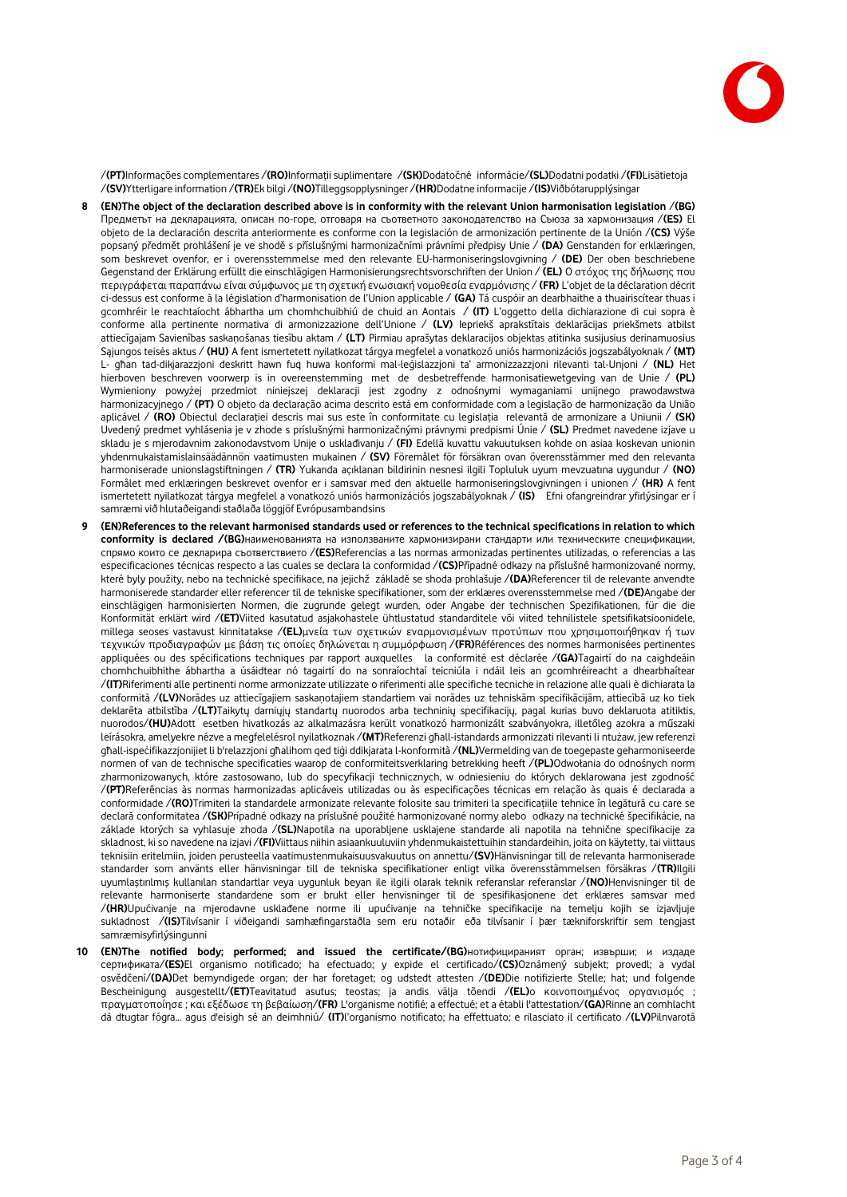/**(PT)**Informações complementares /**(RO)**Informații suplimentare /**(SK)**Dodatočné informácie/**(SL)**Dodatni podatki /**(FI)**Lisätietoja /**(SV)**Ytterligare information /**(TR)**Ek bilgi /**(NO)**Tilleggsopplysninger /**(HR)**Dodatne informacije /**(IS)**Viðbótarupplýsingar

8 **(EN)The object of the declaration described above is in conformity with the relevant Union harmonisation legislation** /**(BG)** Предметът на декларацията, описан по-горе, отговаря на съответното законодателство на Съюза за хармонизация /**(ES)** El objeto de la declaración descrita anteriormente es conforme con la legislación de armonización pertinente de la Unión /**(CS)** Výše popsaný předmět prohlášení je ve shodě s příslušnými harmonizačními právními předpisy Unie / **(DA)** Genstanden for erklæringen, som beskrevet ovenfor, er i overensstemmelse med den relevante EU-harmoniseringslovgivning / **(DE)** Der oben beschriebene Gegenstand der Erklärung erfüllt die einschlägigen Harmonisierungsrechtsvorschriften der Union / **(EL)** Ο στόχος της δήλωσης που περιγράφεται παραπάνω είναι σύμφωνος με τη σχετική ενωσιακή νομοθεσία εναρμόνισης / **(FR)** L'objet de la déclaration décrit ci-dessus est conforme à la législation d'harmonisation de l'Union applicable / **(GA)** Tá cuspóir an dearbhaithe a thuairiscítear thuas i gcomhréir le reachtaíocht ábhartha um chomhchuibhiú de chuid an Aontais / **(IT)** L'oggetto della dichiarazione di cui sopra è conforme alla pertinente normativa di armonizzazione dell'Unione / **(LV)** Iepriekš aprakstītais deklarācijas priekšmets atbilst attiecīgajam Savienības saskaņošanas tiesību aktam / **(LT)** Pirmiau aprašytas deklaracijos objektas atitinka susijusius derinamuosius Sąjungos teisės aktus / **(HU)** A fent ismertetett nyilatkozat tárgya megfelel a vonatkozó uniós harmonizációs jogszabályoknak / **(MT)** L- għan tad-dikjarazzjoni deskritt hawn fuq huwa konformi mal-leġislazzjoni ta' armonizzazzjoni rilevanti tal-Unjoni / **(NL)** Het hierboven beschreven voorwerp is in overeenstemming met de desbetreffende harmonisatiewetgeving van de Unie / **(PL)** Wymieniony powyżej przedmiot niniejszej deklaracji jest zgodny z odnośnymi wymaganiami unijnego prawodawstwa harmonizacyjnego / **(PT)** O objeto da declaração acima descrito está em conformidade com a legislação de harmonização da União aplicável / **(RO)** Obiectul declarației descris mai sus este în conformitate cu legislația relevantă de armonizare a Uniunii / **(SK)** Uvedený predmet vyhlásenia je v zhode s príslušnými harmonizačnými právnymi predpismi Únie / **(SL)** Predmet navedene izjave u skladu je s mjerodavnim zakonodavstvom Unije o usklađivanju / **(FI)** Edellä kuvattu vakuutuksen kohde on asiaa koskevan unionin yhdenmukaistamislainsäädännön vaatimusten mukainen / **(SV)** Föremålet för försäkran ovan överensstämmer med den relevanta harmoniserade unionslagstiftningen / **(TR)** Yukarıda açıklanan bildirinin nesnesi ilgili Topluluk uyum mevzuatına uygundur / **(NO)** Formålet med erklæringen beskrevet ovenfor er i samsvar med den aktuelle harmoniseringslovgivningen i unionen / **(HR)** A fent ismertetett nyilatkozat tárgya megfelel a vonatkozó uniós harmonizációs jogszabályoknak / **(IS)** Efni ofangreindrar yfirlýsingar er í samræmi við hlutaðeigandi staðlaða löggjöf Evrópusambandsins

9 **(EN)References to the relevant harmonised standards used or references to the technical specifications in relation to which conformity is declared /(BG)**наименованията на използваните хармонизирани стандарти или техническите спецификации, спрямо които се декларира съответствието /**(ES)**Referencias a las normas armonizadas pertinentes utilizadas, o referencias a las especificaciones técnicas respecto a las cuales se declara la conformidad /**(CS)**Případné odkazy na příslušné harmonizované normy, které byly použity, nebo na technické specifikace, na jejichž základě se shoda prohlašuje /**(DA)**Referencer til de relevante anvendte harmoniserede standarder eller referencer til de tekniske specifikationer, som der erklæres overensstemmelse med /**(DE)**Angabe der einschlägigen harmonisierten Normen, die zugrunde gelegt wurden, oder Angabe der technischen Spezifikationen, für die die Konformität erklärt wird /**(ET)**Viited kasutatud asjakohastele ühtlustatud standarditele või viited tehnilistele spetsifikatsioonidele, millega seoses vastavust kinnitatakse /**(EL)**μνεία των σχετικών εναρμονισμένων προτύπων που χρησιμοποιήθηκαν ή των τεχνικών προδιαγραφών με βάση τις οποίες δηλώνεται η συμμόρφωση /**(FR)**Références des normes harmonisées pertinentes appliquées ou des spécifications techniques par rapport auxquelles la conformité est déclarée /**(GA)**Tagairtí do na caighdeáin chomhchuibhithe ábhartha a úsáidtear nó tagairtí do na sonraíochtaí teicniúla i ndáil leis an gcomhréireacht a dhearbhaítear /**(IT)**Riferimenti alle pertinenti norme armonizzate utilizzate o riferimenti alle specifiche tecniche in relazione alle quali è dichiarata la conformità /**(LV)**Norādes uz attiecīgajiem saskaņotajiem standartiem vai norādes uz tehniskām specifikācijām, attiecībā uz ko tiek deklarēta atbilstība /**(LT)**Taikytų darniųjų standartų nuorodos arba techninių specifikacijų, pagal kurias buvo deklaruota atitiktis, nuorodos/**(HU)**Adott esetben hivatkozás az alkalmazásra került vonatkozó harmonizált szabványokra, illetőleg azokra a műszaki leírásokra, amelyekre nézve a megfelelésről nyilatkoznak /**(MT)**Referenzi għall-istandards armonizzati rilevanti li ntużaw, jew referenzi għall-ispeċifikazzjonijiet li b'relazzjoni għalihom qed tiġi ddikjarata l-konformità /**(NL)**Vermelding van de toegepaste geharmoniseerde normen of van de technische specificaties waarop de conformiteitsverklaring betrekking heeft /**(PL)**Odwołania do odnośnych norm zharmonizowanych, które zastosowano, lub do specyfikacji technicznych, w odniesieniu do których deklarowana jest zgodność /**(PT)**Referências às normas harmonizadas aplicáveis utilizadas ou às especificações técnicas em relação às quais é declarada a conformidade /**(RO)**Trimiteri la standardele armonizate relevante folosite sau trimiteri la specificațiile tehnice în legătură cu care se declară conformitatea /**(SK)**Prípadné odkazy na príslušné použité harmonizované normy alebo odkazy na technické špecifikácie, na základe ktorých sa vyhlasuje zhoda /**(SL)**Napotila na uporabljene usklajene standarde ali napotila na tehnične specifikacije za skladnost, ki so navedene na izjavi /**(FI)**Viittaus niihin asiaankuuluviin yhdenmukaistettuihin standardeihin, joita on käytetty, tai viittaus teknisiin eritelmiin, joiden perusteella vaatimustenmukaisuusvakuutus on annettu/**(SV)**Hänvisningar till de relevanta harmoniserade standarder som använts eller hänvisningar till de tekniska specifikationer enligt vilka överensstämmelsen försäkras /**(TR)**İlgili uyumlaştırılmış kullanılan standartlar veya uygunluk beyan ile ilgili olarak teknik referanslar referanslar /**(NO)**Henvisninger til de relevante harmoniserte standardene som er brukt eller henvisninger til de spesifikasjonene det erklæres samsvar med /**(HR)**Upućivanje na mjerodavne usklađene norme ili upućivanje na tehničke specifikacije na temelju kojih se izjavljuje sukladnost /**(IS)**Tilvísanir í viðeigandi samhæfingarstaðla sem eru notaðir eða tilvísanir í þær tækniforskriftir sem tengjast samræmisyfirlýsingunni

10 **(EN)The notified body; performed; and issued the certificate/(BG)**нотифицираният орган; извърши; и издаде сертификата/**(ES)**El organismo notificado; ha efectuado; y expide el certificado/**(CS)**Oznámený subjekt; provedl; a vydal osvědčení/**(DA)**Det bemyndigede organ; der har foretaget; og udstedt attesten /**(DE)**Die notifizierte Stelle; hat; und folgende Bescheinigung ausgestellt/**(ET)**Teavitatud asutus; teostas; ja andis välja tõendi /**(EL)**ο κοινοποιημένος οργανισμός ; πραγματοποίησε ; και εξέδωσε τη βεβαίωση/**(FR)** L'organisme notifié; a effectué; et a établi l'attestation/**(GA)**Rinne an comhlacht dá dtugtar fógra... agus d'eisigh sé an deimhniú/ **(IT)**l'organismo notificato; ha effettuato; e rilasciato il certificato /**(LV)**Pilnvarotā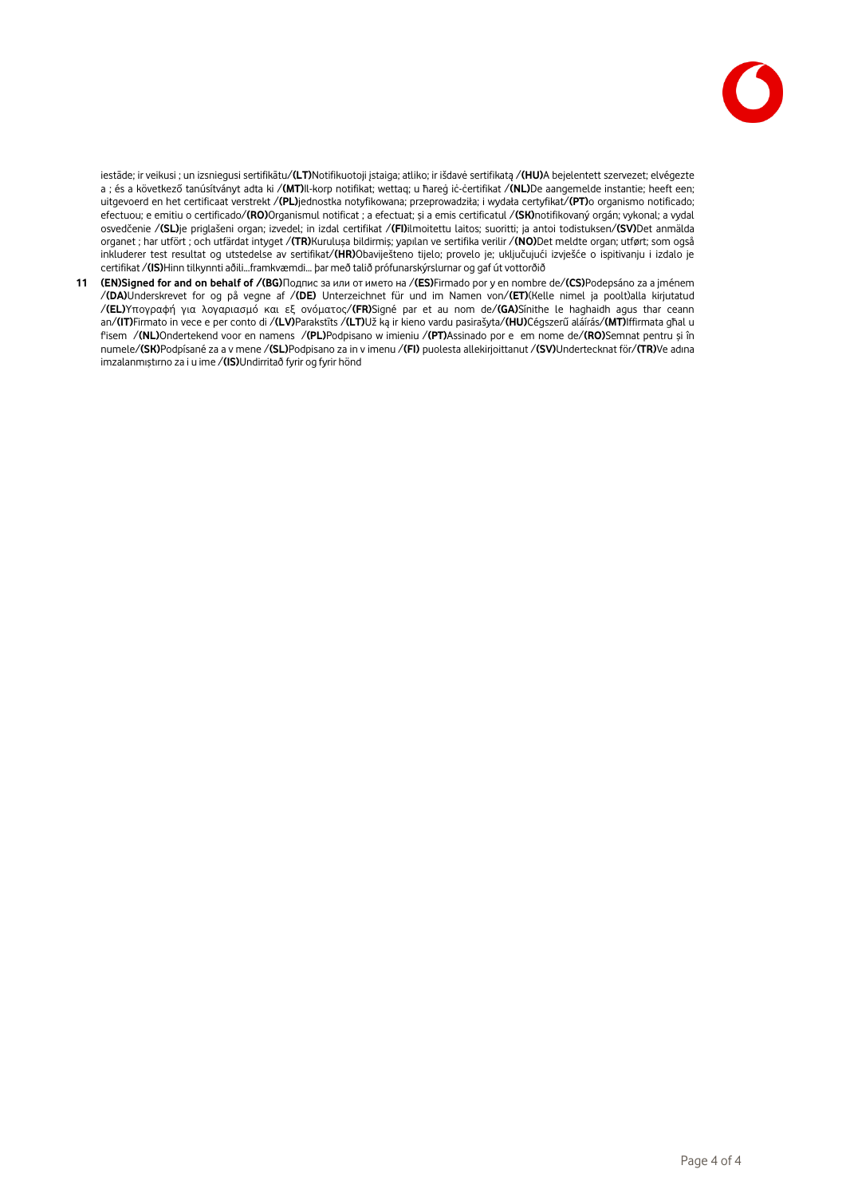iestāde; ir veikusi ; un izsniegusi sertifikātu/**(LT)**Notifikuotoji įstaiga; atliko; ir išdavė sertifikatą /**(HU)**A bejelentett szervezet; elvégezte a ; és a következő tanúsítványt adta ki /**(MT)**Il-korp notifikat; wettaq; u ħareġ iċ-ċertifikat /**(NL)**De aangemelde instantie; heeft een; uitgevoerd en het certificaat verstrekt /**(PL)**jednostka notyfikowana; przeprowadziła; i wydała certyfikat/**(PT)**o organismo notificado; efectuou; e emitiu o certificado/**(RO)**Organismul notificat ; a efectuat; și a emis certificatul /**(SK)**notifikovaný orgán; vykonal; a vydal osvedčenie /**(SL)**je priglašeni organ; izvedel; in izdal certifikat /**(FI)**ilmoitettu laitos; suoritti; ja antoi todistuksen/**(SV)**Det anmälda organet ; har utfört ; och utfärdat intyget /**(TR)**Kuruluşa bildirmiş; yapılan ve sertifika verilir /**(NO)**Det meldte organ; utført; som også inkluderer test resultat og utstedelse av sertifikat/**(HR)**Obaviješteno tijelo; provelo je; uključujući izvješće o ispitivanju i izdalo je certifikat /**(IS)**Hinn tilkynnti aðili...framkvæmdi... þar með talið prófunarskýrslurnar og gaf út vottorðið

**11** **(EN)Signed for and on behalf of /(BG)**Подпис за или от името на /**(ES)**Firmado por y en nombre de/**(CS)**Podepsáno za a jménem /**(DA)**Underskrevet for og på vegne af /**(DE)** Unterzeichnet für und im Namen von/**(ET)**(Kelle nimel ja poolt)alla kirjutatud /**(EL)**Υπογραφή για λογαριασμό και εξ ονόματος/**(FR)**Signé par et au nom de/**(GA)**Sínithe le haghaidh agus thar ceann an/**(IT)**Firmato in vece e per conto di /**(LV)**Parakstīts /**(LT)**Už ką ir kieno vardu pasirašyta/**(HU)**Cégszerű aláírás/**(MT)**Iffirmata għal u f'isem /**(NL)**Ondertekend voor en namens /**(PL)**Podpisano w imieniu /**(PT)**Assinado por e em nome de/**(RO)**Semnat pentru și în numele/**(SK)**Podpísané za a v mene /**(SL)**Podpisano za in v imenu /**(FI)** puolesta allekirjoittanut /**(SV)**Undertecknat för/**(TR)**Ve adına imzalanmıştırno za i u ime /**(IS)**Undirritað fyrir og fyrir hönd